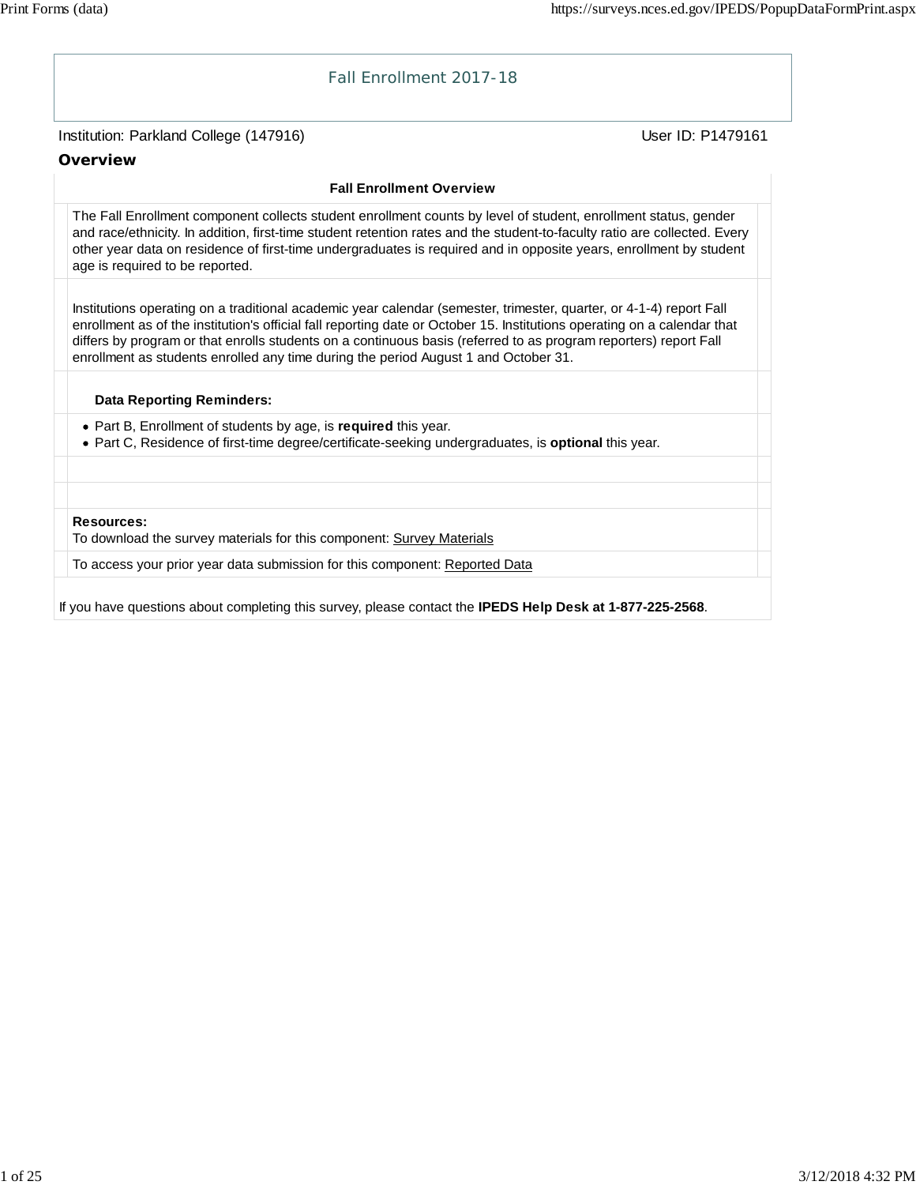# Fall Enrollment 2017-18

Institution: Parkland College (147916)

User ID: P1479161

## Overview

### Fall Enrollment Overview

The Fall Enrollment component collects student enrollment counts by level of student, enrollment status, gender and race/ethnicity. In addition, first-time student retention rates and the student-to-faculty ratio are collected. Every other year data on residence of first-time undergraduates is required and in opposite years, enrollment by student age is required to be reported.

Institutions operating on a traditional academic year calendar (semester, trimester, quarter, or 4-1-4) report Fall enrollment as of the institution's official fall reporting date or October 15. Institutions operating on a calendar that differs by program or that enrolls students on a continuous basis (referred to as program reporters) report Fall enrollment as students enrolled any time during the period August 1 and October 31.

**Data Reporting Reminders:**

- Part B, Enrollment of students by age, is **required** this year.
- Part C, Residence of first-time degree/certificate-seeking undergraduates, is **optional** this year.

**Resources:**

To download the survey materials for this component: Survey Materials

To access your prior year data submission for this component: Reported Data

If you have questions about completing this survey, please contact the **IPEDS Help Desk at 1-877-225-2568**.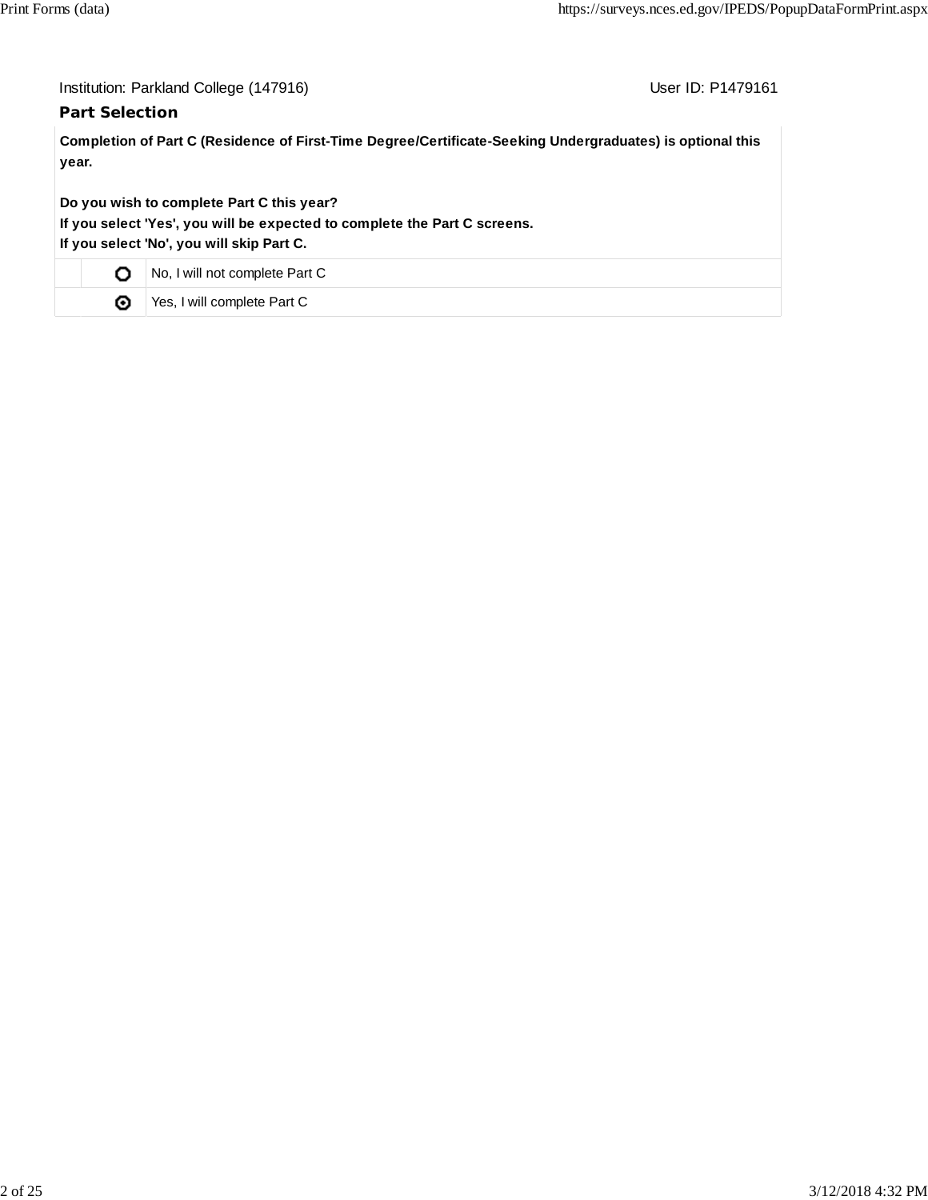Institution: Parkland College (147916) User ID: P1479161

### Part Selection

**Completion of Part C (Residence of First-Time Degree/Certificate-Seeking Undergraduates) is optional this year.**

**Do you wish to complete Part C this year?**
**If you select 'Yes', you will be expected to complete the Part C screens.**
**If you select 'No', you will skip Part C.**

| | |
|---|---|
| ○ | No, I will not complete Part C |
| ◉ | Yes, I will complete Part C |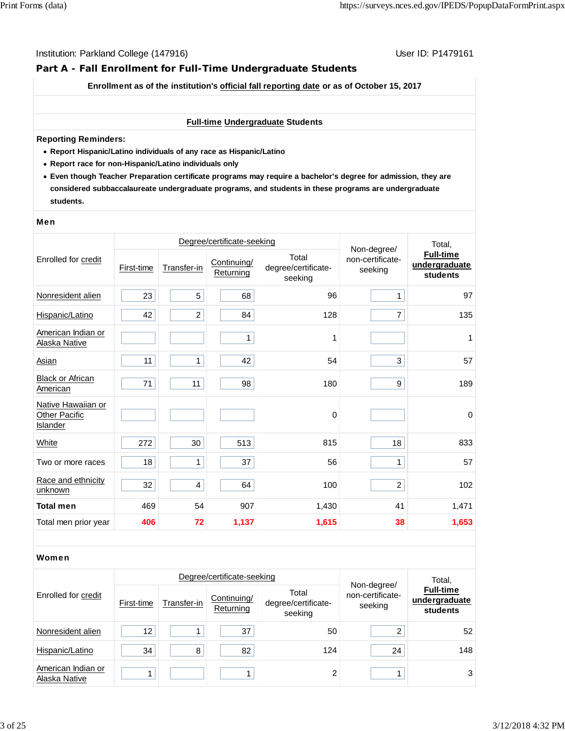Institution: Parkland College (147916) User ID: P1479161

## Part A - Fall Enrollment for Full-Time Undergraduate Students

**Enrollment as of the institution's official fall reporting date or as of October 15, 2017**

**Full-time Undergraduate Students**

**Reporting Reminders:**

- **Report Hispanic/Latino individuals of any race as Hispanic/Latino**
- **Report race for non-Hispanic/Latino individuals only**
- **Even though Teacher Preparation certificate programs may require a bachelor's degree for admission, they are considered subbaccalaureate undergraduate programs, and students in these programs are undergraduate students.**

### Men

| Enrolled for credit | Degree/certificate-seeking | | | | Non-degree/ non-certificate-seeking | Total, **Full-time undergraduate students** |
|---|---|---|---|---|---|---|
| | First-time | Transfer-in | Continuing/ Returning | Total degree/certificate-seeking | | |
| Nonresident alien | 23 | 5 | 68 | 96 | 1 | 97 |
| Hispanic/Latino | 42 | 2 | 84 | 128 | 7 | 135 |
| American Indian or Alaska Native | | | 1 | 1 | | 1 |
| Asian | 11 | 1 | 42 | 54 | 3 | 57 |
| Black or African American | 71 | 11 | 98 | 180 | 9 | 189 |
| Native Hawaiian or Other Pacific Islander | | | | 0 | | 0 |
| White | 272 | 30 | 513 | 815 | 18 | 833 |
| Two or more races | 18 | 1 | 37 | 56 | 1 | 57 |
| Race and ethnicity unknown | 32 | 4 | 64 | 100 | 2 | 102 |
| **Total men** | 469 | 54 | 907 | 1,430 | 41 | 1,471 |
| Total men prior year | **406** | **72** | **1,137** | **1,615** | **38** | **1,653** |

### Women

| Enrolled for credit | Degree/certificate-seeking | | | | Non-degree/ non-certificate-seeking | Total, **Full-time undergraduate students** |
|---|---|---|---|---|---|---|
| | First-time | Transfer-in | Continuing/ Returning | Total degree/certificate-seeking | | |
| Nonresident alien | 12 | 1 | 37 | 50 | 2 | 52 |
| Hispanic/Latino | 34 | 8 | 82 | 124 | 24 | 148 |
| American Indian or Alaska Native | 1 | | 1 | 2 | 1 | 3 |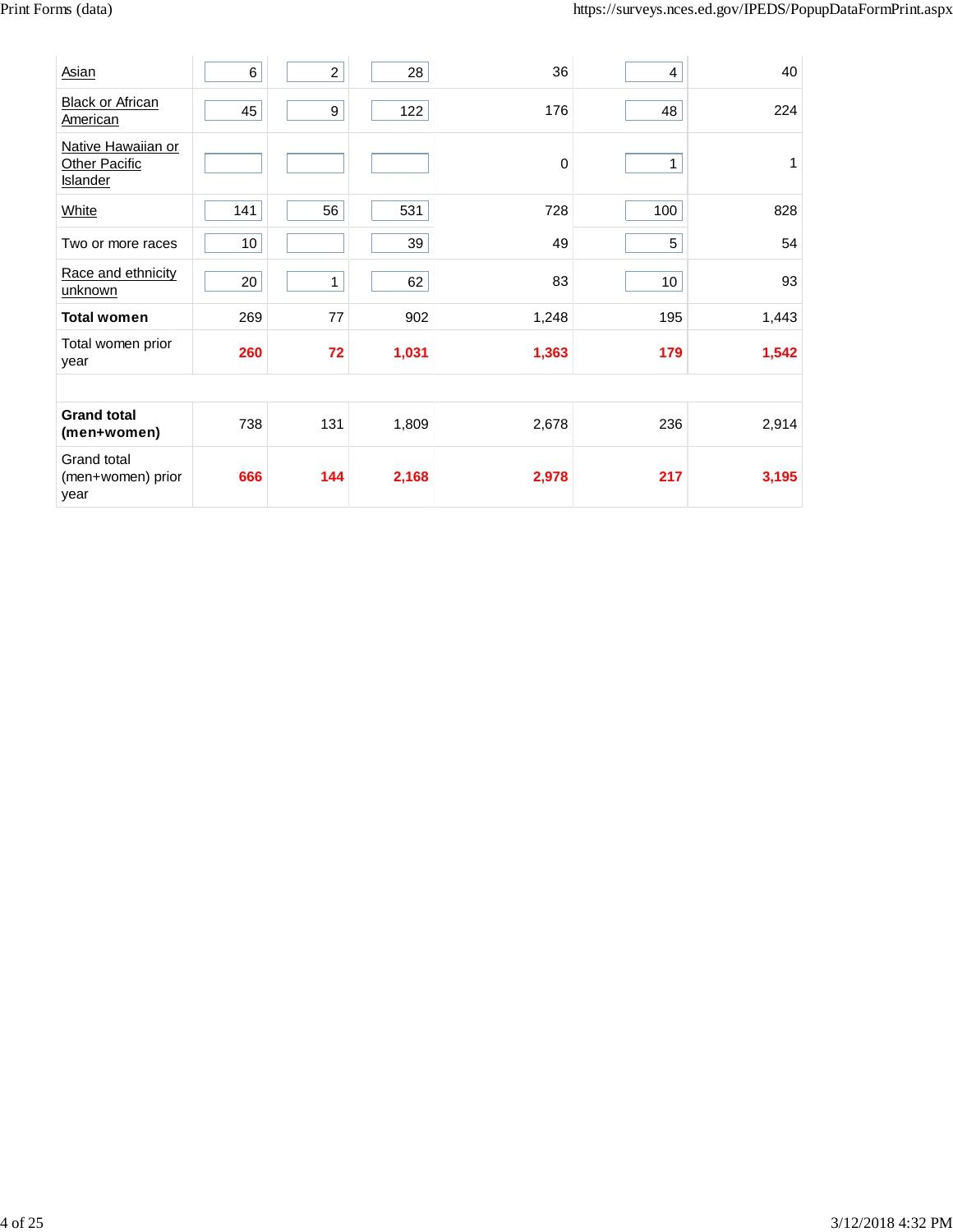| | | | | | | |
|---|---|---|---|---|---|---|
| Asian | 6 | 2 | 28 | 36 | 4 | 40 |
| Black or African American | 45 | 9 | 122 | 176 | 48 | 224 |
| Native Hawaiian or Other Pacific Islander | | | | 0 | 1 | 1 |
| White | 141 | 56 | 531 | 728 | 100 | 828 |
| Two or more races | 10 | | 39 | 49 | 5 | 54 |
| Race and ethnicity unknown | 20 | 1 | 62 | 83 | 10 | 93 |
| **Total women** | 269 | 77 | 902 | 1,248 | 195 | 1,443 |
| Total women prior year | **260** | **72** | **1,031** | **1,363** | **179** | **1,542** |
| | | | | | | |
| **Grand total (men+women)** | 738 | 131 | 1,809 | 2,678 | 236 | 2,914 |
| Grand total (men+women) prior year | **666** | **144** | **2,168** | **2,978** | **217** | **3,195** |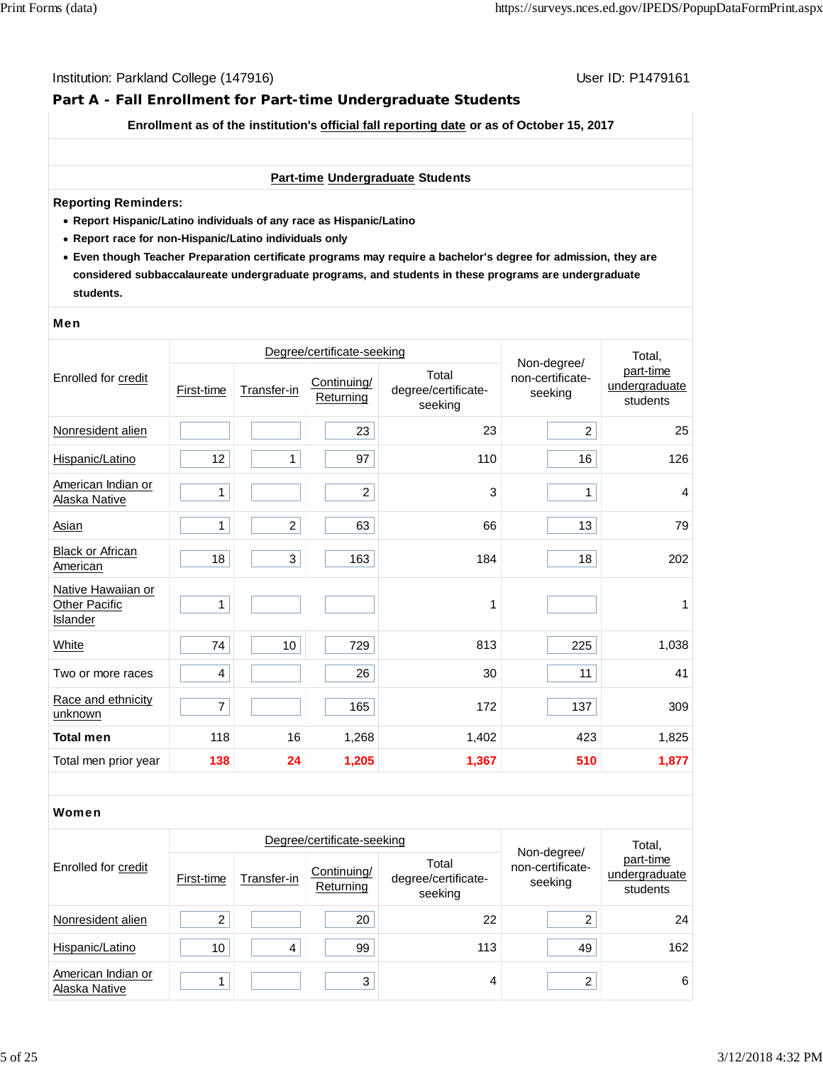Institution: Parkland College (147916) User ID: P1479161

## Part A - Fall Enrollment for Part-time Undergraduate Students

**Enrollment as of the institution's official fall reporting date or as of October 15, 2017**

**Part-time Undergraduate Students**

**Reporting Reminders:**

- **Report Hispanic/Latino individuals of any race as Hispanic/Latino**
- **Report race for non-Hispanic/Latino individuals only**
- **Even though Teacher Preparation certificate programs may require a bachelor's degree for admission, they are considered subbaccalaureate undergraduate programs, and students in these programs are undergraduate students.**

### Men

| Enrolled for credit | Degree/certificate-seeking | | | | Non-degree/ non-certificate-seeking | Total, part-time undergraduate students |
|---|---|---|---|---|---|---|
| | First-time | Transfer-in | Continuing/ Returning | Total degree/certificate-seeking | | |
| Nonresident alien | | | 23 | 23 | 2 | 25 |
| Hispanic/Latino | 12 | 1 | 97 | 110 | 16 | 126 |
| American Indian or Alaska Native | 1 | | 2 | 3 | 1 | 4 |
| Asian | 1 | 2 | 63 | 66 | 13 | 79 |
| Black or African American | 18 | 3 | 163 | 184 | 18 | 202 |
| Native Hawaiian or Other Pacific Islander | 1 | | | 1 | | 1 |
| White | 74 | 10 | 729 | 813 | 225 | 1,038 |
| Two or more races | 4 | | 26 | 30 | 11 | 41 |
| Race and ethnicity unknown | 7 | | 165 | 172 | 137 | 309 |
| **Total men** | 118 | 16 | 1,268 | 1,402 | 423 | 1,825 |
| Total men prior year | **138** | **24** | **1,205** | **1,367** | **510** | **1,877** |

### Women

| Enrolled for credit | Degree/certificate-seeking | | | | Non-degree/ non-certificate-seeking | Total, part-time undergraduate students |
|---|---|---|---|---|---|---|
| | First-time | Transfer-in | Continuing/ Returning | Total degree/certificate-seeking | | |
| Nonresident alien | 2 | | 20 | 22 | 2 | 24 |
| Hispanic/Latino | 10 | 4 | 99 | 113 | 49 | 162 |
| American Indian or Alaska Native | 1 | | 3 | 4 | 2 | 6 |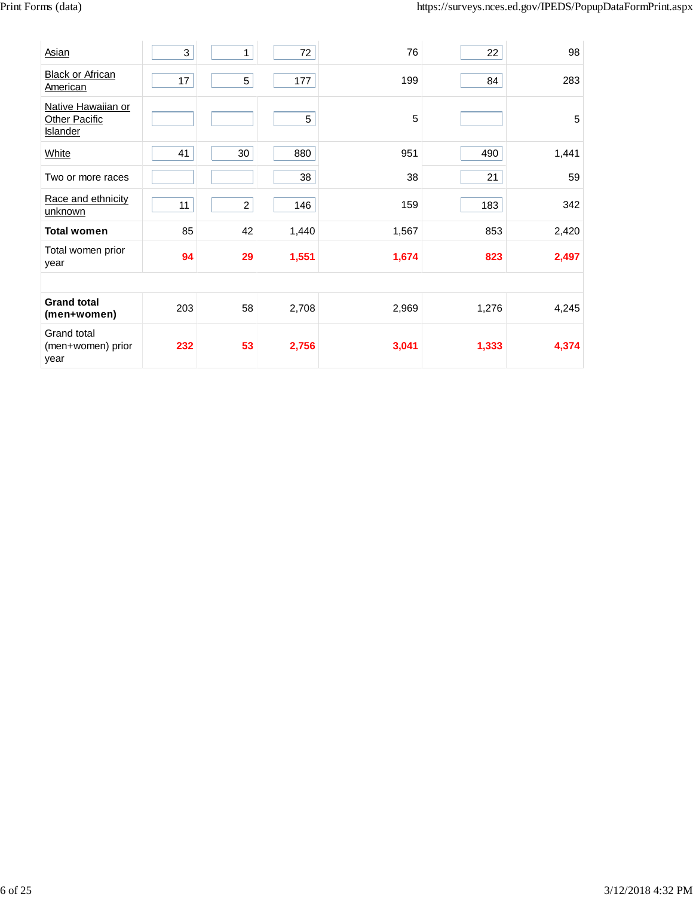| | | | | | | |
|---|---|---|---|---|---|---|
| Asian | 3 | 1 | 72 | 76 | 22 | 98 |
| Black or African American | 17 | 5 | 177 | 199 | 84 | 283 |
| Native Hawaiian or Other Pacific Islander | | | 5 | 5 | | 5 |
| White | 41 | 30 | 880 | 951 | 490 | 1,441 |
| Two or more races | | | 38 | 38 | 21 | 59 |
| Race and ethnicity unknown | 11 | 2 | 146 | 159 | 183 | 342 |
| **Total women** | 85 | 42 | 1,440 | 1,567 | 853 | 2,420 |
| Total women prior year | **94** | **29** | **1,551** | **1,674** | **823** | **2,497** |
| | | | | | | |
| **Grand total (men+women)** | 203 | 58 | 2,708 | 2,969 | 1,276 | 4,245 |
| Grand total (men+women) prior year | **232** | **53** | **2,756** | **3,041** | **1,333** | **4,374** |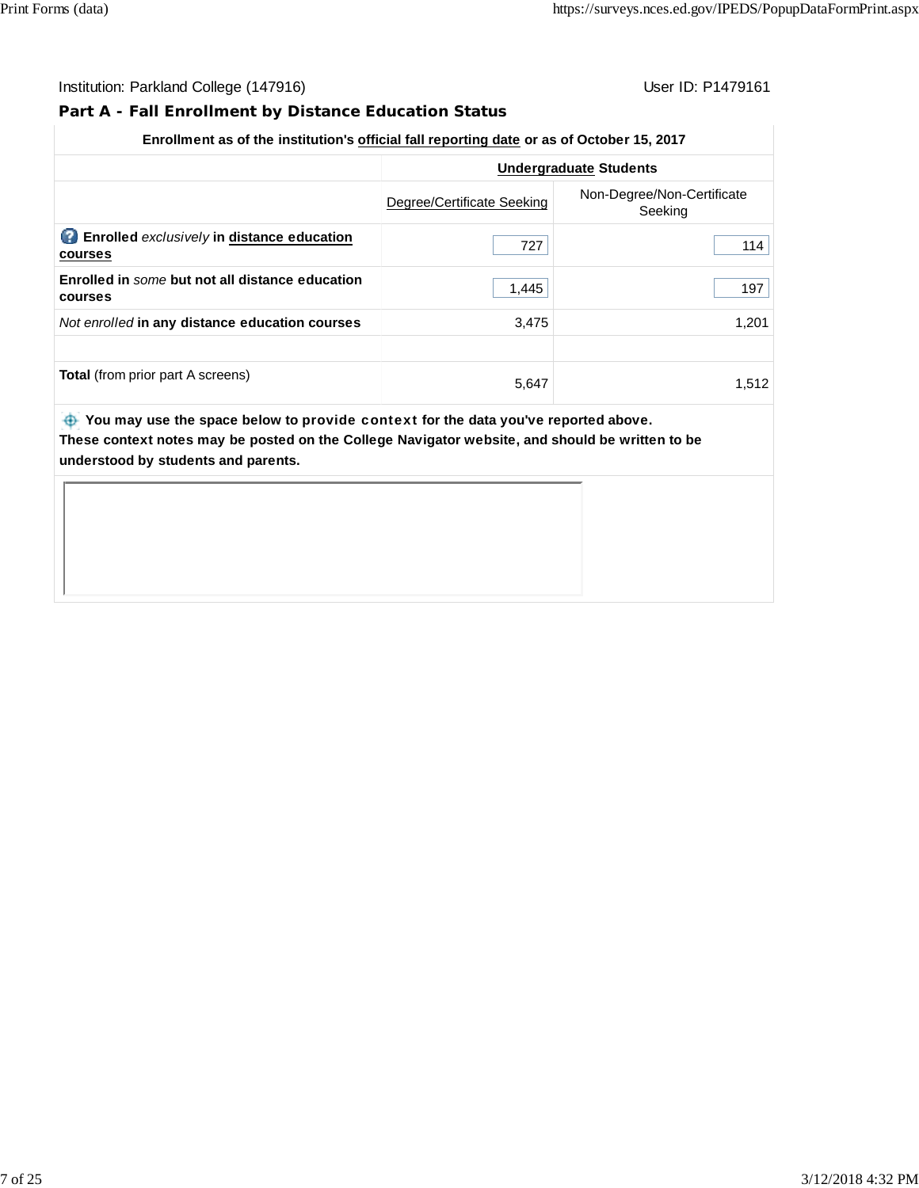Institution: Parkland College (147916) User ID: P1479161

## Part A - Fall Enrollment by Distance Education Status

| Enrollment as of the institution's official fall reporting date or as of October 15, 2017 | | |
|---|---|---|
| | **Undergraduate Students** | |
| | Degree/Certificate Seeking | Non-Degree/Non-Certificate Seeking |
| **Enrolled** *exclusively* **in distance education courses** | 727 | 114 |
| **Enrolled in** *some* **but not all distance education courses** | 1,445 | 197 |
| *Not enrolled* **in any distance education courses** | 3,475 | 1,201 |
| | | |
| **Total** (from prior part A screens) | 5,647 | 1,512 |

**You may use the space below to provide context for the data you've reported above.**
**These context notes may be posted on the College Navigator website, and should be written to be understood by students and parents.**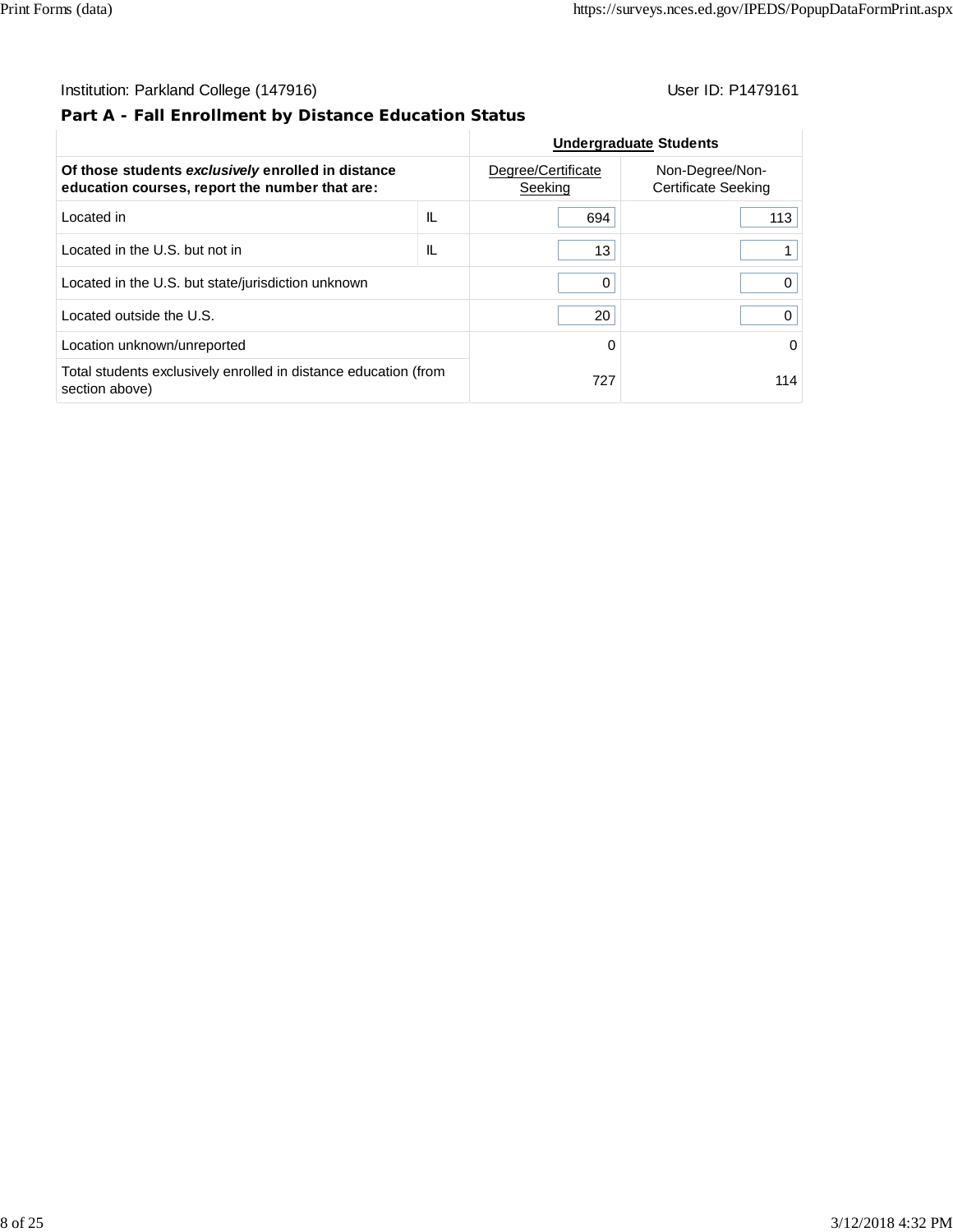Institution: Parkland College (147916) User ID: P1479161

## Part A - Fall Enrollment by Distance Education Status

| | | Undergraduate Students | |
|---|---|---|---|
| **Of those students *exclusively* enrolled in distance education courses, report the number that are:** | | Degree/Certificate Seeking | Non-Degree/Non-Certificate Seeking |
| Located in | IL | 694 | 113 |
| Located in the U.S. but not in | IL | 13 | 1 |
| Located in the U.S. but state/jurisdiction unknown | | 0 | 0 |
| Located outside the U.S. | | 20 | 0 |
| Location unknown/unreported | | 0 | 0 |
| Total students exclusively enrolled in distance education (from section above) | | 727 | 114 |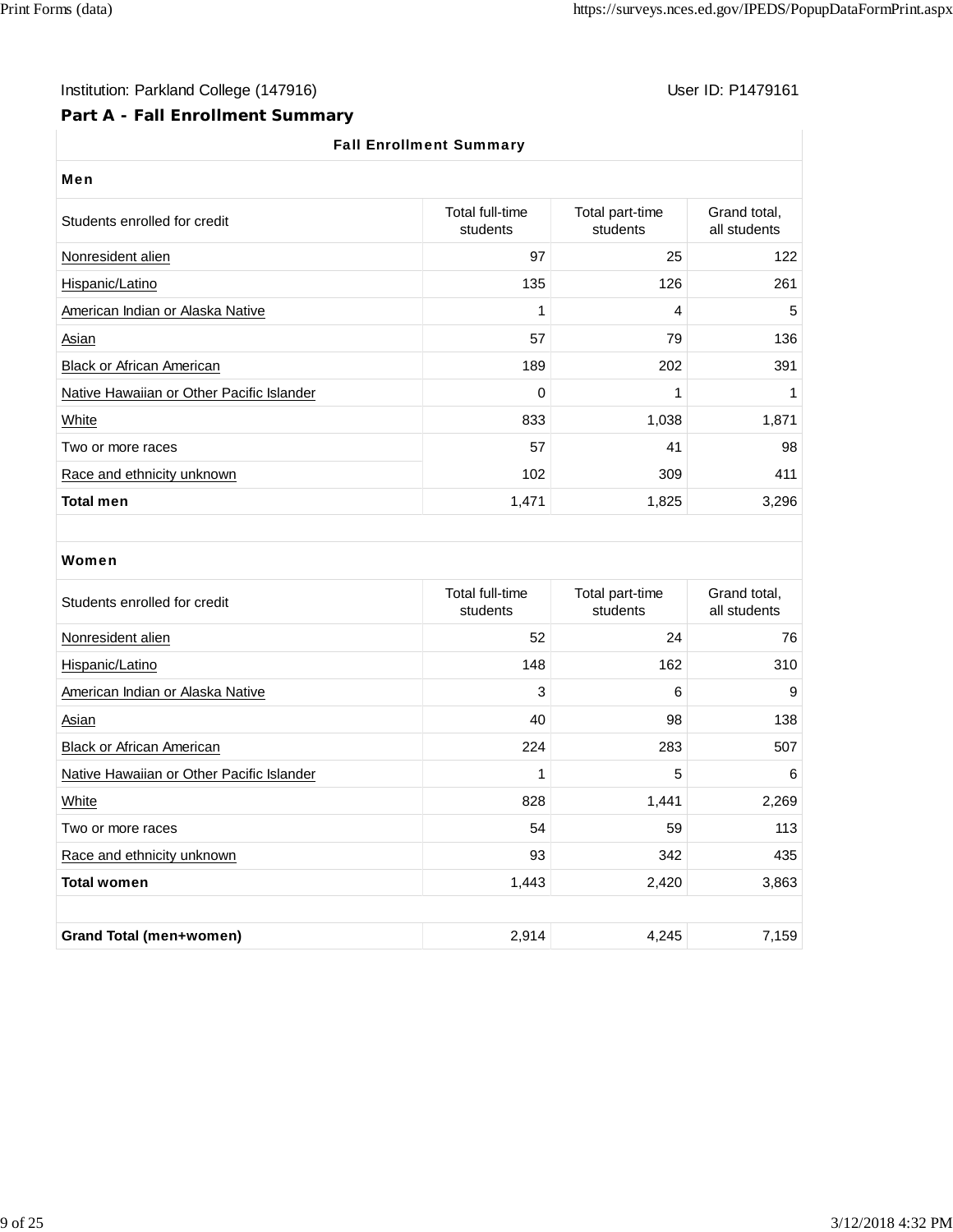Institution: Parkland College (147916) User ID: P1479161

## Part A - Fall Enrollment Summary

| Fall Enrollment Summary | | | |
|---|---|---|---|
| **Men** | | | |
| Students enrolled for credit | Total full-time students | Total part-time students | Grand total, all students |
| Nonresident alien | 97 | 25 | 122 |
| Hispanic/Latino | 135 | 126 | 261 |
| American Indian or Alaska Native | 1 | 4 | 5 |
| Asian | 57 | 79 | 136 |
| Black or African American | 189 | 202 | 391 |
| Native Hawaiian or Other Pacific Islander | 0 | 1 | 1 |
| White | 833 | 1,038 | 1,871 |
| Two or more races | 57 | 41 | 98 |
| Race and ethnicity unknown | 102 | 309 | 411 |
| **Total men** | 1,471 | 1,825 | 3,296 |
| | | | |
| **Women** | | | |
| Students enrolled for credit | Total full-time students | Total part-time students | Grand total, all students |
| Nonresident alien | 52 | 24 | 76 |
| Hispanic/Latino | 148 | 162 | 310 |
| American Indian or Alaska Native | 3 | 6 | 9 |
| Asian | 40 | 98 | 138 |
| Black or African American | 224 | 283 | 507 |
| Native Hawaiian or Other Pacific Islander | 1 | 5 | 6 |
| White | 828 | 1,441 | 2,269 |
| Two or more races | 54 | 59 | 113 |
| Race and ethnicity unknown | 93 | 342 | 435 |
| **Total women** | 1,443 | 2,420 | 3,863 |
| | | | |
| **Grand Total (men+women)** | 2,914 | 4,245 | 7,159 |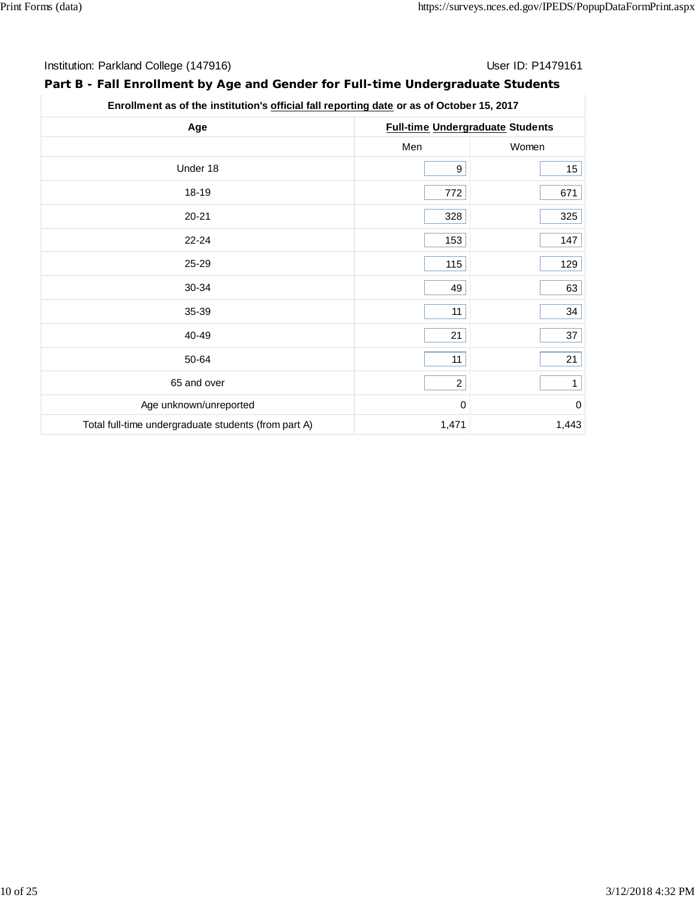Institution: Parkland College (147916) User ID: P1479161

## Part B - Fall Enrollment by Age and Gender for Full-time Undergraduate Students

| Enrollment as of the institution's official fall reporting date or as of October 15, 2017 | | |
|---|---|---|
| **Age** | **Full-time Undergraduate Students** | |
| | Men | Women |
| Under 18 | 9 | 15 |
| 18-19 | 772 | 671 |
| 20-21 | 328 | 325 |
| 22-24 | 153 | 147 |
| 25-29 | 115 | 129 |
| 30-34 | 49 | 63 |
| 35-39 | 11 | 34 |
| 40-49 | 21 | 37 |
| 50-64 | 11 | 21 |
| 65 and over | 2 | 1 |
| Age unknown/unreported | 0 | 0 |
| Total full-time undergraduate students (from part A) | 1,471 | 1,443 |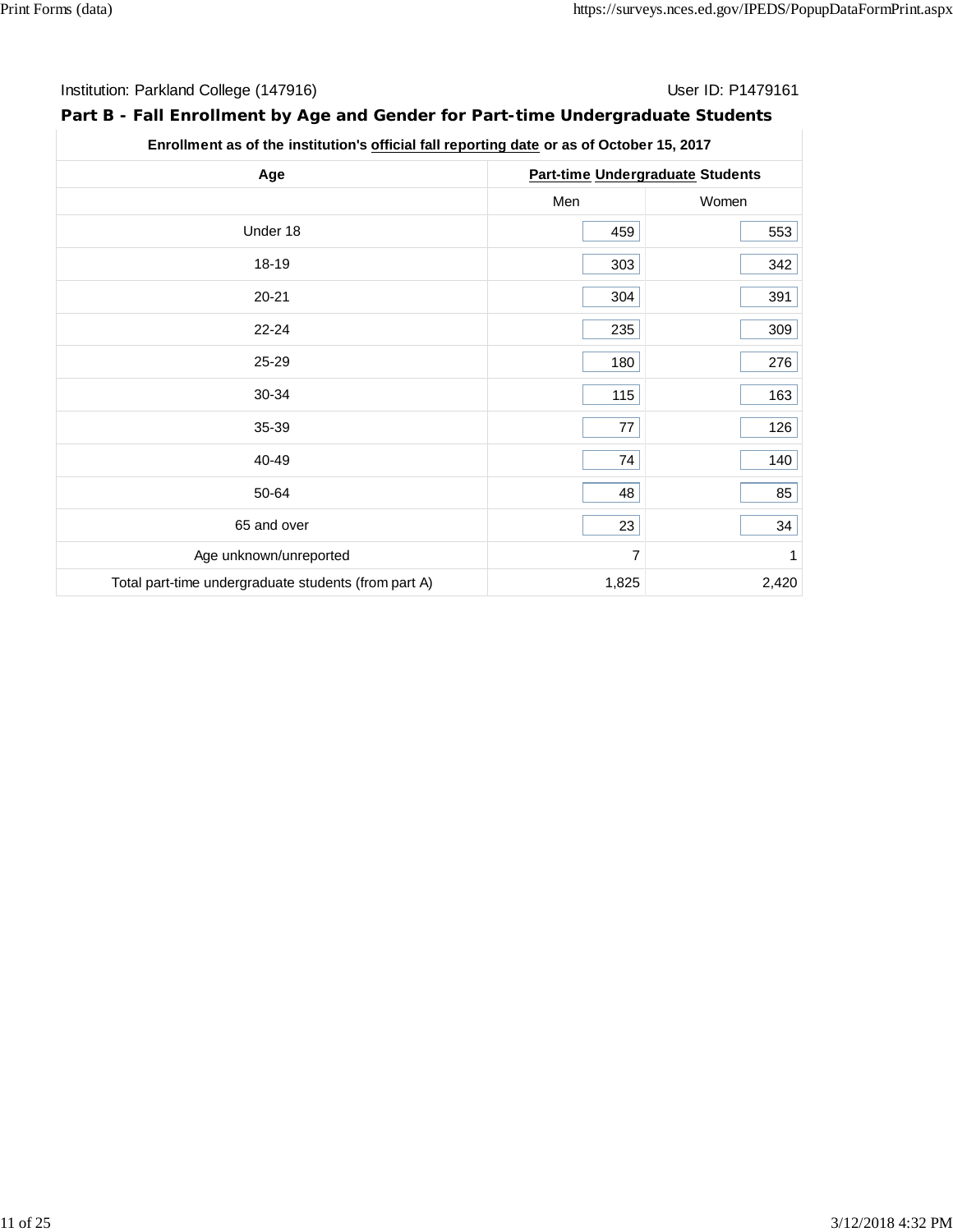Institution: Parkland College (147916)

User ID: P1479161

## Part B - Fall Enrollment by Age and Gender for Part-time Undergraduate Students

| Enrollment as of the institution's official fall reporting date or as of October 15, 2017 | | |
|---|---|---|
| Age | Part-time Undergraduate Students | |
| | Men | Women |
| Under 18 | 459 | 553 |
| 18-19 | 303 | 342 |
| 20-21 | 304 | 391 |
| 22-24 | 235 | 309 |
| 25-29 | 180 | 276 |
| 30-34 | 115 | 163 |
| 35-39 | 77 | 126 |
| 40-49 | 74 | 140 |
| 50-64 | 48 | 85 |
| 65 and over | 23 | 34 |
| Age unknown/unreported | 7 | 1 |
| Total part-time undergraduate students (from part A) | 1,825 | 2,420 |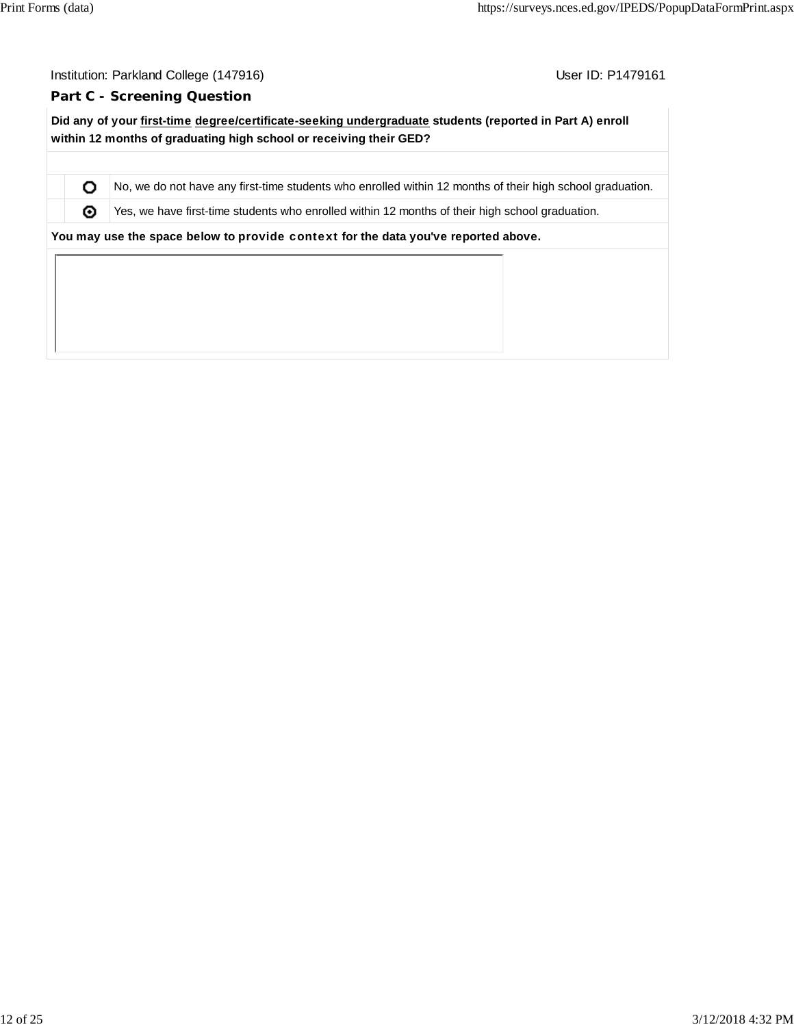Institution: Parkland College (147916) User ID: P1479161

## Part C - Screening Question

**Did any of your first-time degree/certificate-seeking undergraduate students (reported in Part A) enroll within 12 months of graduating high school or receiving their GED?**

| | Selected | Response |
|---|---|---|
| | ○ | No, we do not have any first-time students who enrolled within 12 months of their high school graduation. |
| | ◉ | Yes, we have first-time students who enrolled within 12 months of their high school graduation. |

**You may use the space below to provide context for the data you've reported above.**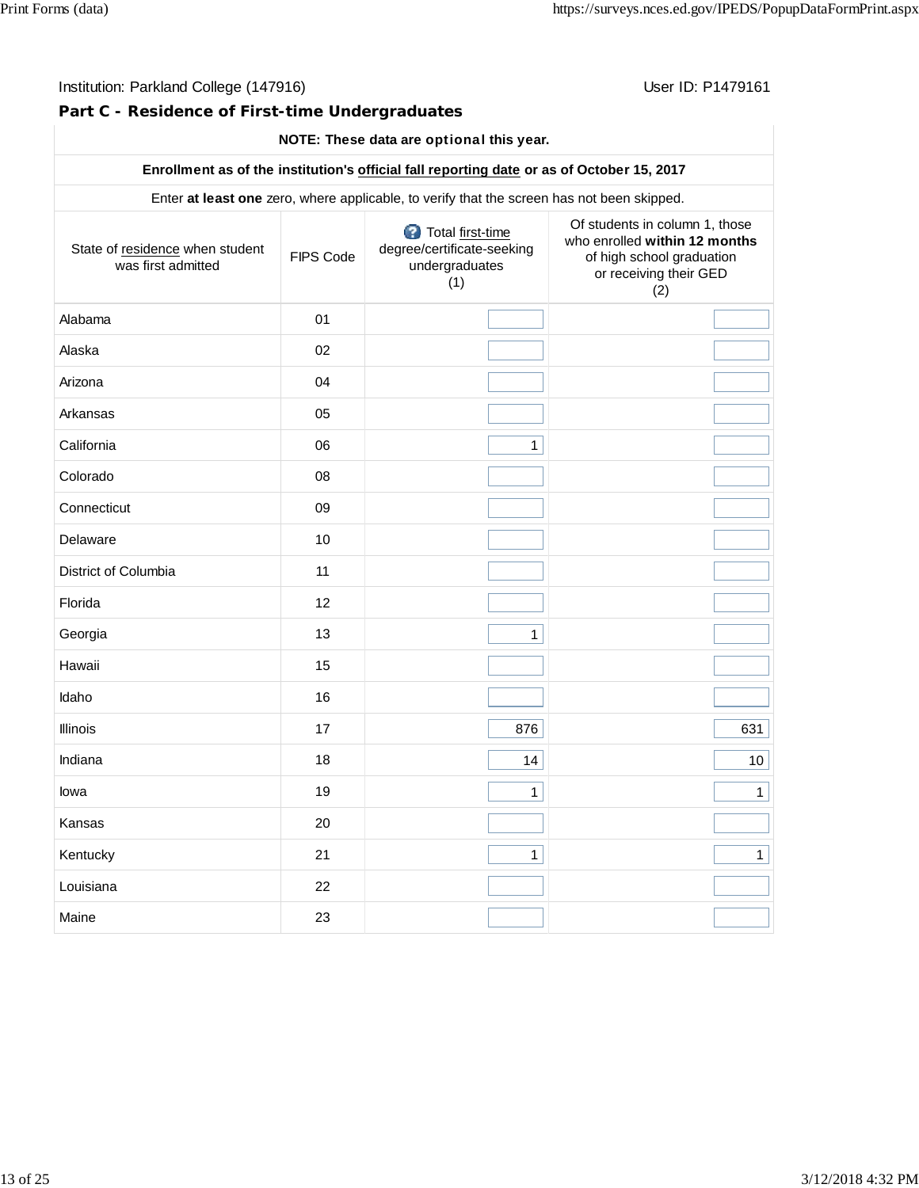Institution: Parkland College (147916)

User ID: P1479161

### Part C - Residence of First-time Undergraduates

**NOTE: These data are optional this year.**

**Enrollment as of the institution's official fall reporting date or as of October 15, 2017**

Enter **at least one** zero, where applicable, to verify that the screen has not been skipped.

| State of residence when student was first admitted | FIPS Code | Total first-time degree/certificate-seeking undergraduates (1) | Of students in column 1, those who enrolled **within 12 months** of high school graduation or receiving their GED (2) |
|---|---|---|---|
| Alabama | 01 | | |
| Alaska | 02 | | |
| Arizona | 04 | | |
| Arkansas | 05 | | |
| California | 06 | 1 | |
| Colorado | 08 | | |
| Connecticut | 09 | | |
| Delaware | 10 | | |
| District of Columbia | 11 | | |
| Florida | 12 | | |
| Georgia | 13 | 1 | |
| Hawaii | 15 | | |
| Idaho | 16 | | |
| Illinois | 17 | 876 | 631 |
| Indiana | 18 | 14 | 10 |
| Iowa | 19 | 1 | 1 |
| Kansas | 20 | | |
| Kentucky | 21 | 1 | 1 |
| Louisiana | 22 | | |
| Maine | 23 | | |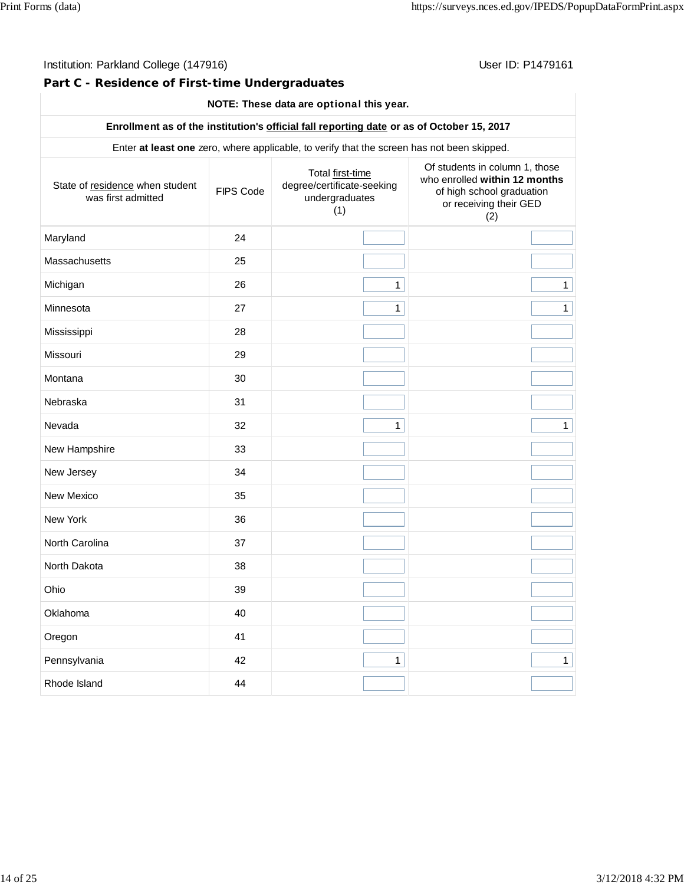Institution: Parkland College (147916)

User ID: P1479161

### Part C - Residence of First-time Undergraduates

**NOTE: These data are optional this year.**

**Enrollment as of the institution's official fall reporting date or as of October 15, 2017**

Enter **at least one** zero, where applicable, to verify that the screen has not been skipped.

| State of residence when student was first admitted | FIPS Code | Total first-time degree/certificate-seeking undergraduates (1) | Of students in column 1, those who enrolled **within 12 months** of high school graduation or receiving their GED (2) |
|---|---|---|---|
| Maryland | 24 | | |
| Massachusetts | 25 | | |
| Michigan | 26 | 1 | 1 |
| Minnesota | 27 | 1 | 1 |
| Mississippi | 28 | | |
| Missouri | 29 | | |
| Montana | 30 | | |
| Nebraska | 31 | | |
| Nevada | 32 | 1 | 1 |
| New Hampshire | 33 | | |
| New Jersey | 34 | | |
| New Mexico | 35 | | |
| New York | 36 | | |
| North Carolina | 37 | | |
| North Dakota | 38 | | |
| Ohio | 39 | | |
| Oklahoma | 40 | | |
| Oregon | 41 | | |
| Pennsylvania | 42 | 1 | 1 |
| Rhode Island | 44 | | |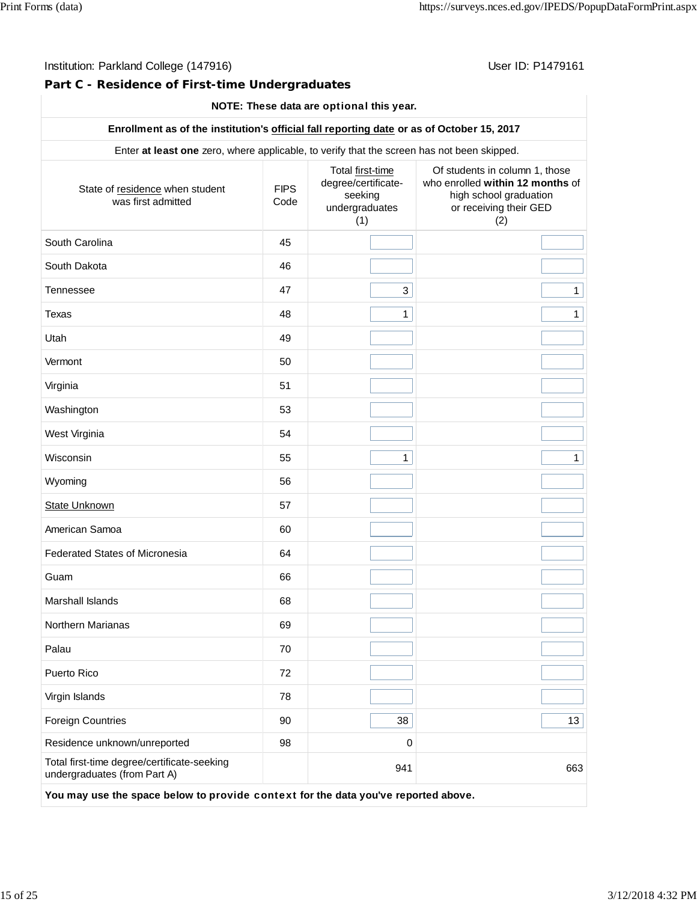Institution: Parkland College (147916)

User ID: P1479161

## Part C - Residence of First-time Undergraduates

**NOTE: These data are optional this year.**

**Enrollment as of the institution's official fall reporting date or as of October 15, 2017**

Enter **at least one** zero, where applicable, to verify that the screen has not been skipped.

| State of residence when student was first admitted | FIPS Code | Total first-time degree/certificate-seeking undergraduates (1) | Of students in column 1, those who enrolled **within 12 months** of high school graduation or receiving their GED (2) |
|---|---|---|---|
| South Carolina | 45 | | |
| South Dakota | 46 | | |
| Tennessee | 47 | 3 | 1 |
| Texas | 48 | 1 | 1 |
| Utah | 49 | | |
| Vermont | 50 | | |
| Virginia | 51 | | |
| Washington | 53 | | |
| West Virginia | 54 | | |
| Wisconsin | 55 | 1 | 1 |
| Wyoming | 56 | | |
| State Unknown | 57 | | |
| American Samoa | 60 | | |
| Federated States of Micronesia | 64 | | |
| Guam | 66 | | |
| Marshall Islands | 68 | | |
| Northern Marianas | 69 | | |
| Palau | 70 | | |
| Puerto Rico | 72 | | |
| Virgin Islands | 78 | | |
| Foreign Countries | 90 | 38 | 13 |
| Residence unknown/unreported | 98 | 0 | |
| Total first-time degree/certificate-seeking undergraduates (from Part A) | | 941 | 663 |

**You may use the space below to provide context for the data you've reported above.**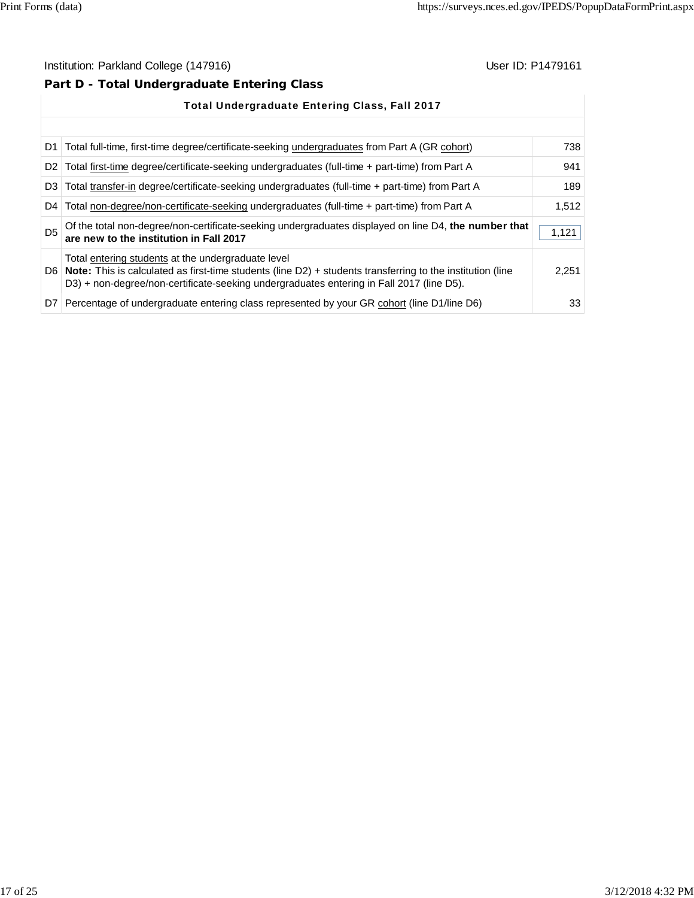Institution: Parkland College (147916) User ID: P1479161

## Part D - Total Undergraduate Entering Class

| | Total Undergraduate Entering Class, Fall 2017 | |
|---|---|---|
| D1 | Total full-time, first-time degree/certificate-seeking undergraduates from Part A (GR cohort) | 738 |
| D2 | Total first-time degree/certificate-seeking undergraduates (full-time + part-time) from Part A | 941 |
| D3 | Total transfer-in degree/certificate-seeking undergraduates (full-time + part-time) from Part A | 189 |
| D4 | Total non-degree/non-certificate-seeking undergraduates (full-time + part-time) from Part A | 1,512 |
| D5 | Of the total non-degree/non-certificate-seeking undergraduates displayed on line D4, **the number that are new to the institution in Fall 2017** | 1,121 |
| D6 | Total entering students at the undergraduate level<br>**Note:** This is calculated as first-time students (line D2) + students transferring to the institution (line D3) + non-degree/non-certificate-seeking undergraduates entering in Fall 2017 (line D5). | 2,251 |
| D7 | Percentage of undergraduate entering class represented by your GR cohort (line D1/line D6) | 33 |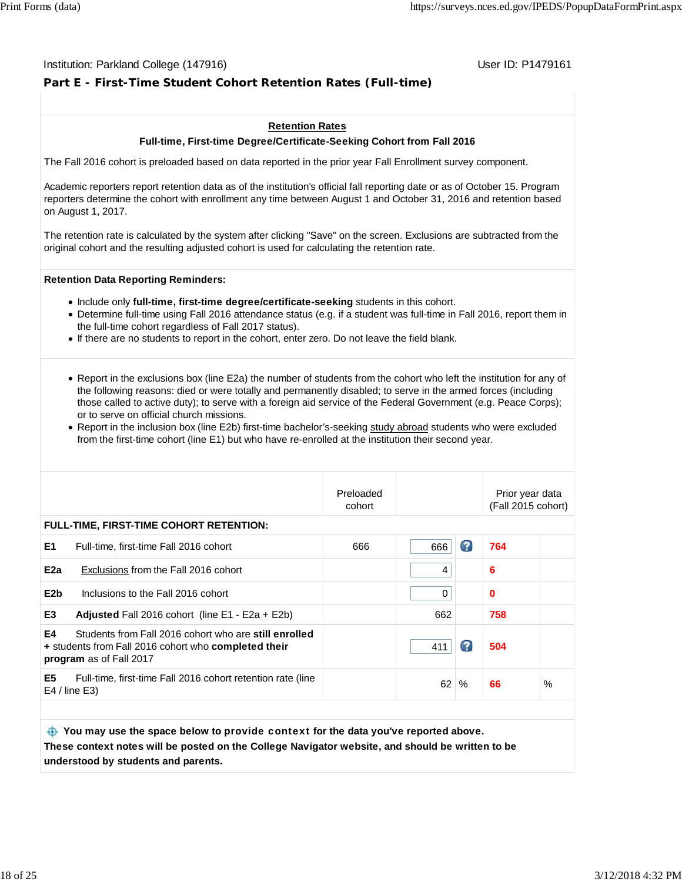Institution: Parkland College (147916)

User ID: P1479161

## Part E - First-Time Student Cohort Retention Rates (Full-time)

### Retention Rates

**Full-time, First-time Degree/Certificate-Seeking Cohort from Fall 2016**

The Fall 2016 cohort is preloaded based on data reported in the prior year Fall Enrollment survey component.

Academic reporters report retention data as of the institution's official fall reporting date or as of October 15. Program reporters determine the cohort with enrollment any time between August 1 and October 31, 2016 and retention based on August 1, 2017.

The retention rate is calculated by the system after clicking "Save" on the screen. Exclusions are subtracted from the original cohort and the resulting adjusted cohort is used for calculating the retention rate.

**Retention Data Reporting Reminders:**

- Include only **full-time, first-time degree/certificate-seeking** students in this cohort.
- Determine full-time using Fall 2016 attendance status (e.g. if a student was full-time in Fall 2016, report them in the full-time cohort regardless of Fall 2017 status).
- If there are no students to report in the cohort, enter zero. Do not leave the field blank.

- Report in the exclusions box (line E2a) the number of students from the cohort who left the institution for any of the following reasons: died or were totally and permanently disabled; to serve in the armed forces (including those called to active duty); to serve with a foreign aid service of the Federal Government (e.g. Peace Corps); or to serve on official church missions.
- Report in the inclusion box (line E2b) first-time bachelor's-seeking study abroad students who were excluded from the first-time cohort (line E1) but who have re-enrolled at the institution their second year.

| | | Preloaded cohort | | Prior year data (Fall 2015 cohort) | |
|---|---|---|---|---|---|
| **FULL-TIME, FIRST-TIME COHORT RETENTION:** | | | | | |
| **E1** | Full-time, first-time Fall 2016 cohort | 666 | 666 | 764 | |
| **E2a** | Exclusions from the Fall 2016 cohort | | 4 | 6 | |
| **E2b** | Inclusions to the Fall 2016 cohort | | 0 | 0 | |
| **E3** | **Adjusted** Fall 2016 cohort (line E1 - E2a + E2b) | | 662 | 758 | |
| **E4** | Students from Fall 2016 cohort who are **still enrolled** + students from Fall 2016 cohort who **completed their program** as of Fall 2017 | | 411 | 504 | |
| **E5** | Full-time, first-time Fall 2016 cohort retention rate (line E4 / line E3) | | 62 % | 66 | % |

**You may use the space below to provide context for the data you've reported above. These context notes will be posted on the College Navigator website, and should be written to be understood by students and parents.**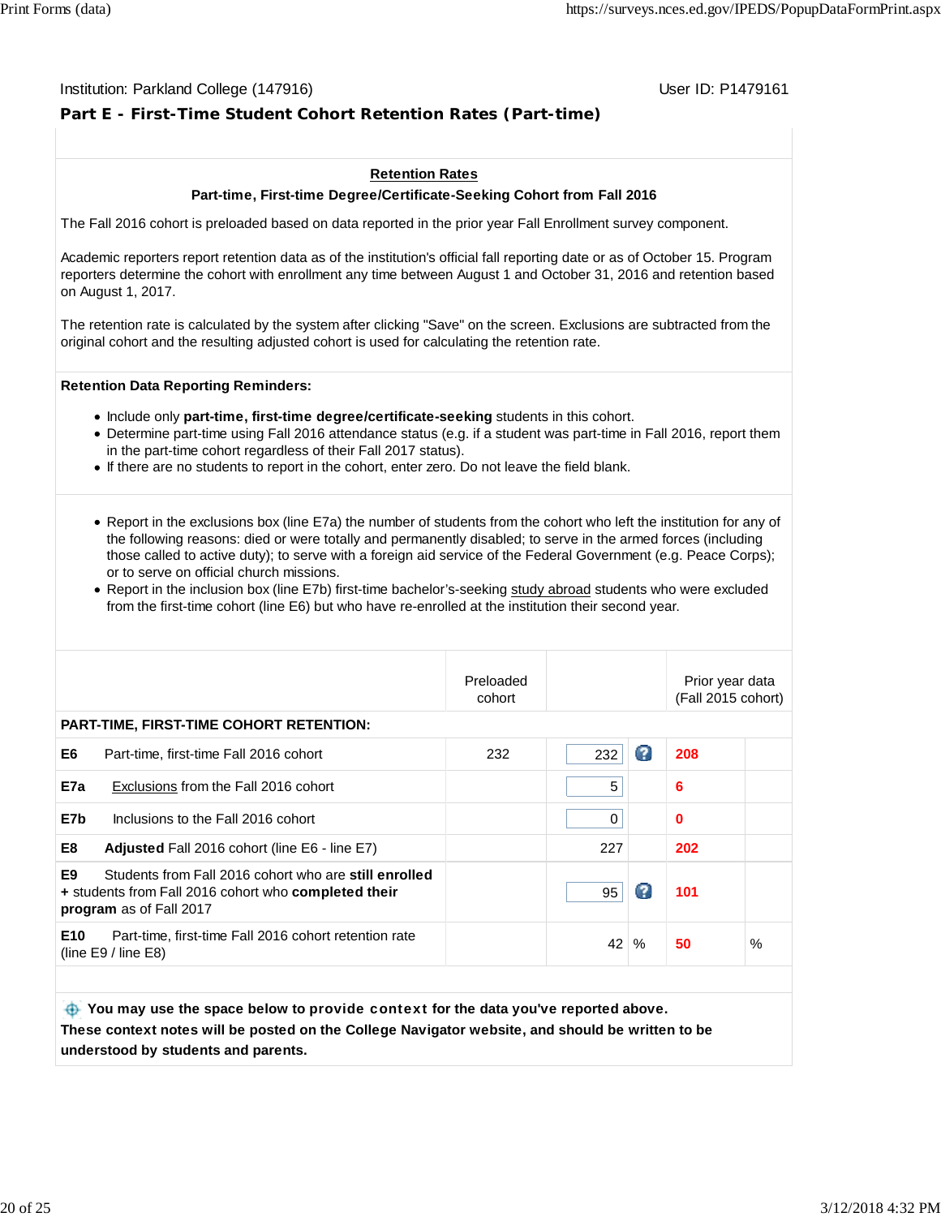Institution: Parkland College (147916) User ID: P1479161

## Part E - First-Time Student Cohort Retention Rates (Part-time)

### Retention Rates

**Part-time, First-time Degree/Certificate-Seeking Cohort from Fall 2016**

The Fall 2016 cohort is preloaded based on data reported in the prior year Fall Enrollment survey component.

Academic reporters report retention data as of the institution's official fall reporting date or as of October 15. Program reporters determine the cohort with enrollment any time between August 1 and October 31, 2016 and retention based on August 1, 2017.

The retention rate is calculated by the system after clicking "Save" on the screen. Exclusions are subtracted from the original cohort and the resulting adjusted cohort is used for calculating the retention rate.

**Retention Data Reporting Reminders:**

- Include only **part-time, first-time degree/certificate-seeking** students in this cohort.
- Determine part-time using Fall 2016 attendance status (e.g. if a student was part-time in Fall 2016, report them in the part-time cohort regardless of their Fall 2017 status).
- If there are no students to report in the cohort, enter zero. Do not leave the field blank.

- Report in the exclusions box (line E7a) the number of students from the cohort who left the institution for any of the following reasons: died or were totally and permanently disabled; to serve in the armed forces (including those called to active duty); to serve with a foreign aid service of the Federal Government (e.g. Peace Corps); or to serve on official church missions.
- Report in the inclusion box (line E7b) first-time bachelor's-seeking study abroad students who were excluded from the first-time cohort (line E6) but who have re-enrolled at the institution their second year.

| | Preloaded cohort | | Prior year data (Fall 2015 cohort) |
|---|---|---|---|
| **PART-TIME, FIRST-TIME COHORT RETENTION:** | | | |
| **E6** Part-time, first-time Fall 2016 cohort | 232 | 232 | 208 |
| **E7a** Exclusions from the Fall 2016 cohort | | 5 | 6 |
| **E7b** Inclusions to the Fall 2016 cohort | | 0 | 0 |
| **E8** **Adjusted** Fall 2016 cohort (line E6 - line E7) | | 227 | 202 |
| **E9** Students from Fall 2016 cohort who are **still enrolled** + students from Fall 2016 cohort who **completed their program** as of Fall 2017 | | 95 | 101 |
| **E10** Part-time, first-time Fall 2016 cohort retention rate (line E9 / line E8) | | 42 % | 50 % |

**You may use the space below to provide context for the data you've reported above. These context notes will be posted on the College Navigator website, and should be written to be understood by students and parents.**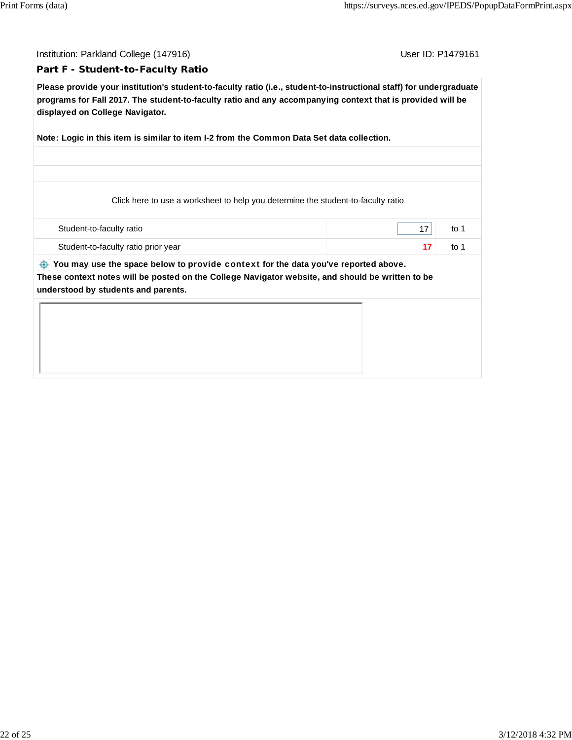Institution: Parkland College (147916)

User ID: P1479161

## Part F - Student-to-Faculty Ratio

**Please provide your institution's student-to-faculty ratio (i.e., student-to-instructional staff) for undergraduate programs for Fall 2017. The student-to-faculty ratio and any accompanying context that is provided will be displayed on College Navigator.**

**Note: Logic in this item is similar to item I-2 from the Common Data Set data collection.**

Click here to use a worksheet to help you determine the student-to-faculty ratio

| | | |
|---|---|---|
| Student-to-faculty ratio | 17 | to 1 |
| Student-to-faculty ratio prior year | 17 | to 1 |

**You may use the space below to provide context for the data you've reported above. These context notes will be posted on the College Navigator website, and should be written to be understood by students and parents.**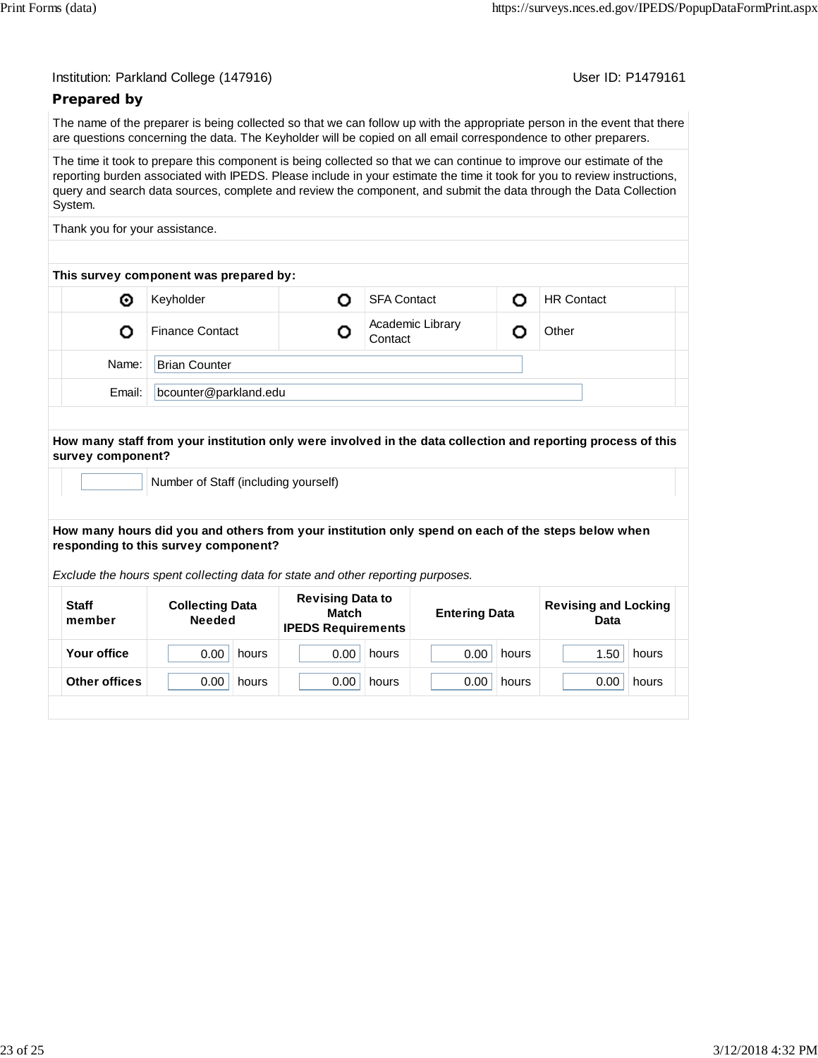Institution: Parkland College (147916) User ID: P1479161

## Prepared by

The name of the preparer is being collected so that we can follow up with the appropriate person in the event that there are questions concerning the data. The Keyholder will be copied on all email correspondence to other preparers.

The time it took to prepare this component is being collected so that we can continue to improve our estimate of the reporting burden associated with IPEDS. Please include in your estimate the time it took for you to review instructions, query and search data sources, complete and review the component, and submit the data through the Data Collection System.

Thank you for your assistance.

**This survey component was prepared by:**

| | | | | | |
|---|---|---|---|---|---|
| ⊙ | Keyholder | ○ | SFA Contact | ○ | HR Contact |
| ○ | Finance Contact | ○ | Academic Library Contact | ○ | Other |

Name: Brian Counter

Email: bcounter@parkland.edu

**How many staff from your institution only were involved in the data collection and reporting process of this survey component?**

[ ] Number of Staff (including yourself)

**How many hours did you and others from your institution only spend on each of the steps below when responding to this survey component?**

*Exclude the hours spent collecting data for state and other reporting purposes.*

| Staff member | Collecting Data Needed | Revising Data to Match IPEDS Requirements | Entering Data | Revising and Locking Data |
|---|---|---|---|---|
| **Your office** | 0.00 hours | 0.00 hours | 0.00 hours | 1.50 hours |
| **Other offices** | 0.00 hours | 0.00 hours | 0.00 hours | 0.00 hours |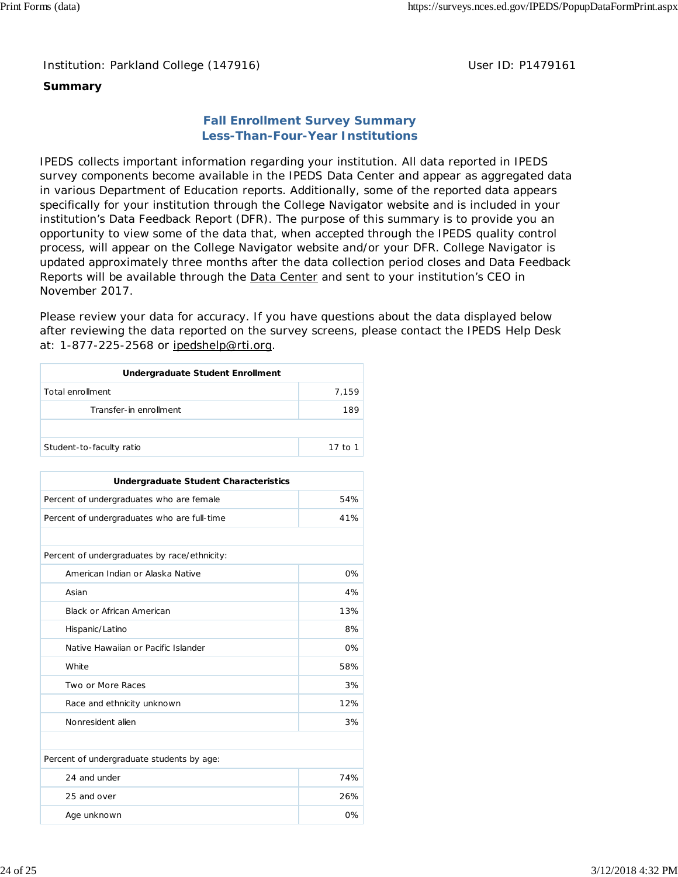Institution: Parkland College (147916) User ID: P1479161

**Summary**

## Fall Enrollment Survey Summary
## Less-Than-Four-Year Institutions

IPEDS collects important information regarding your institution. All data reported in IPEDS survey components become available in the IPEDS Data Center and appear as aggregated data in various Department of Education reports. Additionally, some of the reported data appears specifically for your institution through the College Navigator website and is included in your institution's Data Feedback Report (DFR). The purpose of this summary is to provide you an opportunity to view some of the data that, when accepted through the IPEDS quality control process, will appear on the College Navigator website and/or your DFR. College Navigator is updated approximately three months after the data collection period closes and Data Feedback Reports will be available through the Data Center and sent to your institution's CEO in November 2017.

Please review your data for accuracy. If you have questions about the data displayed below after reviewing the data reported on the survey screens, please contact the IPEDS Help Desk at: 1-877-225-2568 or ipedshelp@rti.org.

| Undergraduate Student Enrollment | |
|---|---|
| Total enrollment | 7,159 |
| Transfer-in enrollment | 189 |
| | |
| Student-to-faculty ratio | 17 to 1 |

| Undergraduate Student Characteristics | |
|---|---|
| Percent of undergraduates who are female | 54% |
| Percent of undergraduates who are full-time | 41% |
| | |
| Percent of undergraduates by race/ethnicity: | |
| American Indian or Alaska Native | 0% |
| Asian | 4% |
| Black or African American | 13% |
| Hispanic/Latino | 8% |
| Native Hawaiian or Pacific Islander | 0% |
| White | 58% |
| Two or More Races | 3% |
| Race and ethnicity unknown | 12% |
| Nonresident alien | 3% |
| | |
| Percent of undergraduate students by age: | |
| 24 and under | 74% |
| 25 and over | 26% |
| Age unknown | 0% |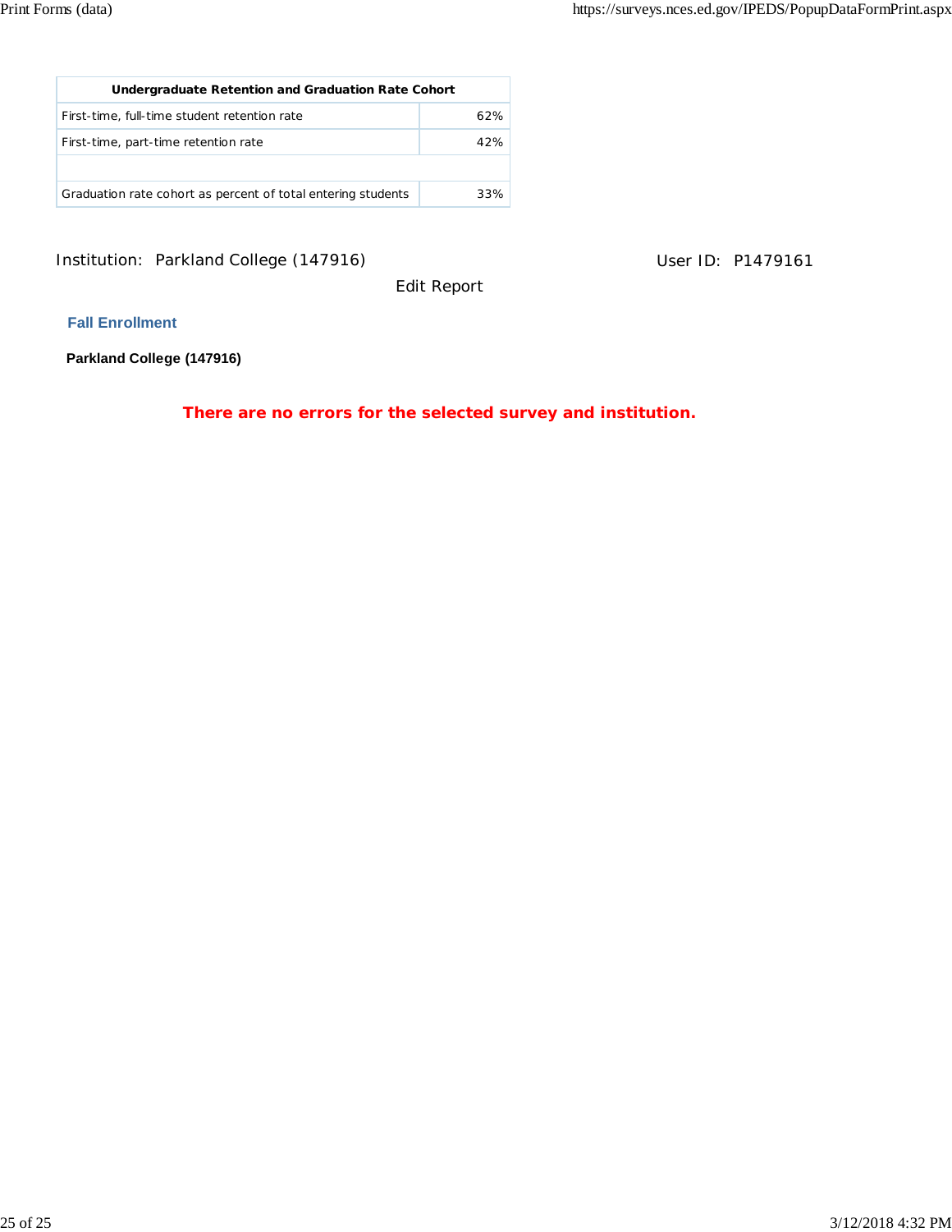| Undergraduate Retention and Graduation Rate Cohort | |
|---|---|
| First-time, full-time student retention rate | 62% |
| First-time, part-time retention rate | 42% |
| | |
| Graduation rate cohort as percent of total entering students | 33% |

Institution: Parkland College (147916)

User ID: P1479161

Edit Report

**Fall Enrollment**

**Parkland College (147916)**

**There are no errors for the selected survey and institution.**